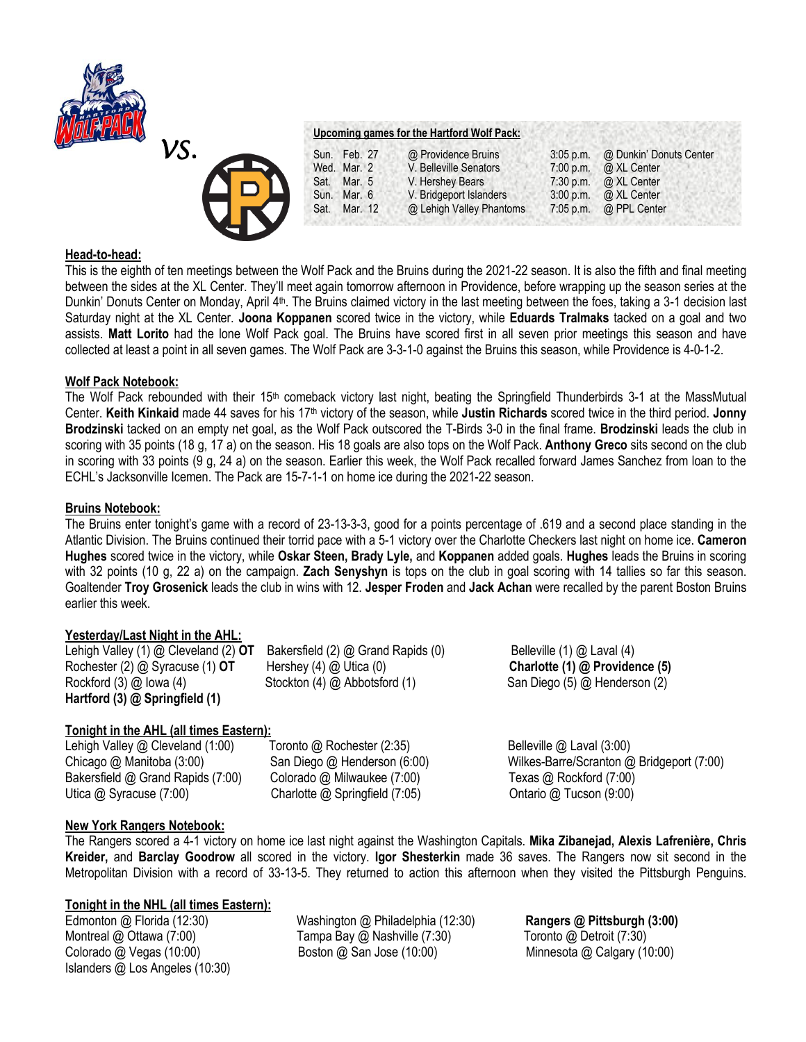vs.

**Upcoming games for the Hartford Wolf Pack:**

| | | | | |
|---|---|---|---|---|
| Sun. | Feb. 27 | @ Providence Bruins | 3:05 p.m. | @ Dunkin' Donuts Center |
| Wed. | Mar. 2 | V. Belleville Senators | 7:00 p.m. | @ XL Center |
| Sat. | Mar. 5 | V. Hershey Bears | 7:30 p.m. | @ XL Center |
| Sun. | Mar. 6 | V. Bridgeport Islanders | 3:00 p.m. | @ XL Center |
| Sat. | Mar. 12 | @ Lehigh Valley Phantoms | 7:05 p.m. | @ PPL Center |

## Head-to-head:

This is the eighth of ten meetings between the Wolf Pack and the Bruins during the 2021-22 season. It is also the fifth and final meeting between the sides at the XL Center. They'll meet again tomorrow afternoon in Providence, before wrapping up the season series at the Dunkin' Donuts Center on Monday, April 4th. The Bruins claimed victory in the last meeting between the foes, taking a 3-1 decision last Saturday night at the XL Center. **Joona Koppanen** scored twice in the victory, while **Eduards Tralmaks** tacked on a goal and two assists. **Matt Lorito** had the lone Wolf Pack goal. The Bruins have scored first in all seven prior meetings this season and have collected at least a point in all seven games. The Wolf Pack are 3-3-1-0 against the Bruins this season, while Providence is 4-0-1-2.

## Wolf Pack Notebook:

The Wolf Pack rebounded with their 15th comeback victory last night, beating the Springfield Thunderbirds 3-1 at the MassMutual Center. **Keith Kinkaid** made 44 saves for his 17th victory of the season, while **Justin Richards** scored twice in the third period. **Jonny Brodzinski** tacked on an empty net goal, as the Wolf Pack outscored the T-Birds 3-0 in the final frame. **Brodzinski** leads the club in scoring with 35 points (18 g, 17 a) on the season. His 18 goals are also tops on the Wolf Pack. **Anthony Greco** sits second on the club in scoring with 33 points (9 g, 24 a) on the season. Earlier this week, the Wolf Pack recalled forward James Sanchez from loan to the ECHL's Jacksonville Icemen. The Pack are 15-7-1-1 on home ice during the 2021-22 season.

## Bruins Notebook:

The Bruins enter tonight's game with a record of 23-13-3-3, good for a points percentage of .619 and a second place standing in the Atlantic Division. The Bruins continued their torrid pace with a 5-1 victory over the Charlotte Checkers last night on home ice. **Cameron Hughes** scored twice in the victory, while **Oskar Steen, Brady Lyle,** and **Koppanen** added goals. **Hughes** leads the Bruins in scoring with 32 points (10 g, 22 a) on the campaign. **Zach Senyshyn** is tops on the club in goal scoring with 14 tallies so far this season. Goaltender **Troy Grosenick** leads the club in wins with 12. **Jesper Froden** and **Jack Achan** were recalled by the parent Boston Bruins earlier this week.

## Yesterday/Last Night in the AHL:

Lehigh Valley (1) @ Cleveland (2) **OT**
Rochester (2) @ Syracuse (1) **OT**
Rockford (3) @ Iowa (4)
**Hartford (3) @ Springfield (1)**
Bakersfield (2) @ Grand Rapids (0)
Hershey (4) @ Utica (0)
Stockton (4) @ Abbotsford (1)
Belleville (1) @ Laval (4)
**Charlotte (1) @ Providence (5)**
San Diego (5) @ Henderson (2)

## Tonight in the AHL (all times Eastern):

Lehigh Valley @ Cleveland (1:00)
Chicago @ Manitoba (3:00)
Bakersfield @ Grand Rapids (7:00)
Utica @ Syracuse (7:00)
Toronto @ Rochester (2:35)
San Diego @ Henderson (6:00)
Colorado @ Milwaukee (7:00)
Charlotte @ Springfield (7:05)
Belleville @ Laval (3:00)
Wilkes-Barre/Scranton @ Bridgeport (7:00)
Texas @ Rockford (7:00)
Ontario @ Tucson (9:00)

## New York Rangers Notebook:

The Rangers scored a 4-1 victory on home ice last night against the Washington Capitals. **Mika Zibanejad, Alexis Lafrenière, Chris Kreider,** and **Barclay Goodrow** all scored in the victory. **Igor Shesterkin** made 36 saves. The Rangers now sit second in the Metropolitan Division with a record of 33-13-5. They returned to action this afternoon when they visited the Pittsburgh Penguins.

## Tonight in the NHL (all times Eastern):

Edmonton @ Florida (12:30)
Montreal @ Ottawa (7:00)
Colorado @ Vegas (10:00)
Islanders @ Los Angeles (10:30)
Washington @ Philadelphia (12:30)
Tampa Bay @ Nashville (7:30)
Boston @ San Jose (10:00)
**Rangers @ Pittsburgh (3:00)**
Toronto @ Detroit (7:30)
Minnesota @ Calgary (10:00)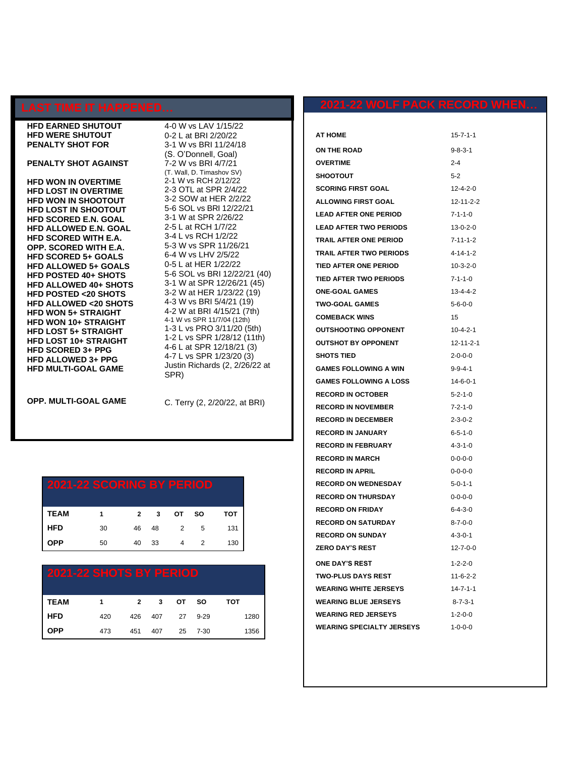## LAST TIME IT HAPPENED…

| | |
|---|---|
| **HFD EARNED SHUTOUT** | 4-0 W vs LAV 1/15/22 |
| **HFD WERE SHUTOUT** | 0-2 L at BRI 2/20/22 |
| **PENALTY SHOT FOR** | 3-1 W vs BRI 11/24/18 (S. O'Donnell, Goal) |
| **PENALTY SHOT AGAINST** | 7-2 W vs BRI 4/7/21 (T. Wall, D. Timashov SV) |
| **HFD WON IN OVERTIME** | 2-1 W vs RCH 2/12/22 |
| **HFD LOST IN OVERTIME** | 2-3 OTL at SPR 2/4/22 |
| **HFD WON IN SHOOTOUT** | 3-2 SOW at HER 2/2/22 |
| **HFD LOST IN SHOOTOUT** | 5-6 SOL vs BRI 12/22/21 |
| **HFD SCORED E.N. GOAL** | 3-1 W at SPR 2/26/22 |
| **HFD ALLOWED E.N. GOAL** | 2-5 L at RCH 1/7/22 |
| **HFD SCORED WITH E.A.** | 3-4 L vs RCH 1/2/22 |
| **OPP. SCORED WITH E.A.** | 5-3 W vs SPR 11/26/21 |
| **HFD SCORED 5+ GOALS** | 6-4 W vs LHV 2/5/22 |
| **HFD ALLOWED 5+ GOALS** | 0-5 L at HER 1/22/22 |
| **HFD POSTED 40+ SHOTS** | 5-6 SOL vs BRI 12/22/21 (40) |
| **HFD ALLOWED 40+ SHOTS** | 3-1 W at SPR 12/26/21 (45) |
| **HFD POSTED <20 SHOTS** | 3-2 W at HER 1/23/22 (19) |
| **HFD ALLOWED <20 SHOTS** | 4-3 W vs BRI 5/4/21 (19) |
| **HFD WON 5+ STRAIGHT** | 4-2 W at BRI 4/15/21 (7th) |
| **HFD WON 10+ STRAIGHT** | 4-1 W vs SPR 11/7/04 (12th) |
| **HFD LOST 5+ STRAIGHT** | 1-3 L vs PRO 3/11/20 (5th) |
| **HFD LOST 10+ STRAIGHT** | 1-2 L vs SPR 1/28/12 (11th) |
| **HFD SCORED 3+ PPG** | 4-6 L at SPR 12/18/21 (3) |
| **HFD ALLOWED 3+ PPG** | 4-7 L vs SPR 1/23/20 (3) |
| **HFD MULTI-GOAL GAME** | Justin Richards (2, 2/26/22 at SPR) |
| **OPP. MULTI-GOAL GAME** | C. Terry (2, 2/20/22, at BRI) |

## 2021-22 SCORING BY PERIOD

| TEAM | 1 | 2 | 3 | OT | SO | TOT |
|---|---|---|---|---|---|---|
| HFD | 30 | 46 | 48 | 2 | 5 | 131 |
| OPP | 50 | 40 | 33 | 4 | 2 | 130 |

## 2021-22 SHOTS BY PERIOD

| TEAM | 1 | 2 | 3 | OT | SO | TOT |
|---|---|---|---|---|---|---|
| HFD | 420 | 426 | 407 | 27 | 9-29 | 1280 |
| OPP | 473 | 451 | 407 | 25 | 7-30 | 1356 |

## 2021-22 WOLF PACK RECORD WHEN…

| | |
|---|---|
| AT HOME | 15-7-1-1 |
| ON THE ROAD | 9-8-3-1 |
| OVERTIME | 2-4 |
| SHOOTOUT | 5-2 |
| SCORING FIRST GOAL | 12-4-2-0 |
| ALLOWING FIRST GOAL | 12-11-2-2 |
| LEAD AFTER ONE PERIOD | 7-1-1-0 |
| LEAD AFTER TWO PERIODS | 13-0-2-0 |
| TRAIL AFTER ONE PERIOD | 7-11-1-2 |
| TRAIL AFTER TWO PERIODS | 4-14-1-2 |
| TIED AFTER ONE PERIOD | 10-3-2-0 |
| TIED AFTER TWO PERIODS | 7-1-1-0 |
| ONE-GOAL GAMES | 13-4-4-2 |
| TWO-GOAL GAMES | 5-6-0-0 |
| COMEBACK WINS | 15 |
| OUTSHOOTING OPPONENT | 10-4-2-1 |
| OUTSHOT BY OPPONENT | 12-11-2-1 |
| SHOTS TIED | 2-0-0-0 |
| GAMES FOLLOWING A WIN | 9-9-4-1 |
| GAMES FOLLOWING A LOSS | 14-6-0-1 |
| RECORD IN OCTOBER | 5-2-1-0 |
| RECORD IN NOVEMBER | 7-2-1-0 |
| RECORD IN DECEMBER | 2-3-0-2 |
| RECORD IN JANUARY | 6-5-1-0 |
| RECORD IN FEBRUARY | 4-3-1-0 |
| RECORD IN MARCH | 0-0-0-0 |
| RECORD IN APRIL | 0-0-0-0 |
| RECORD ON WEDNESDAY | 5-0-1-1 |
| RECORD ON THURSDAY | 0-0-0-0 |
| RECORD ON FRIDAY | 6-4-3-0 |
| RECORD ON SATURDAY | 8-7-0-0 |
| RECORD ON SUNDAY | 4-3-0-1 |
| ZERO DAY'S REST | 12-7-0-0 |
| ONE DAY'S REST | 1-2-2-0 |
| TWO-PLUS DAYS REST | 11-6-2-2 |
| WEARING WHITE JERSEYS | 14-7-1-1 |
| WEARING BLUE JERSEYS | 8-7-3-1 |
| WEARING RED JERSEYS | 1-2-0-0 |
| WEARING SPECIALTY JERSEYS | 1-0-0-0 |